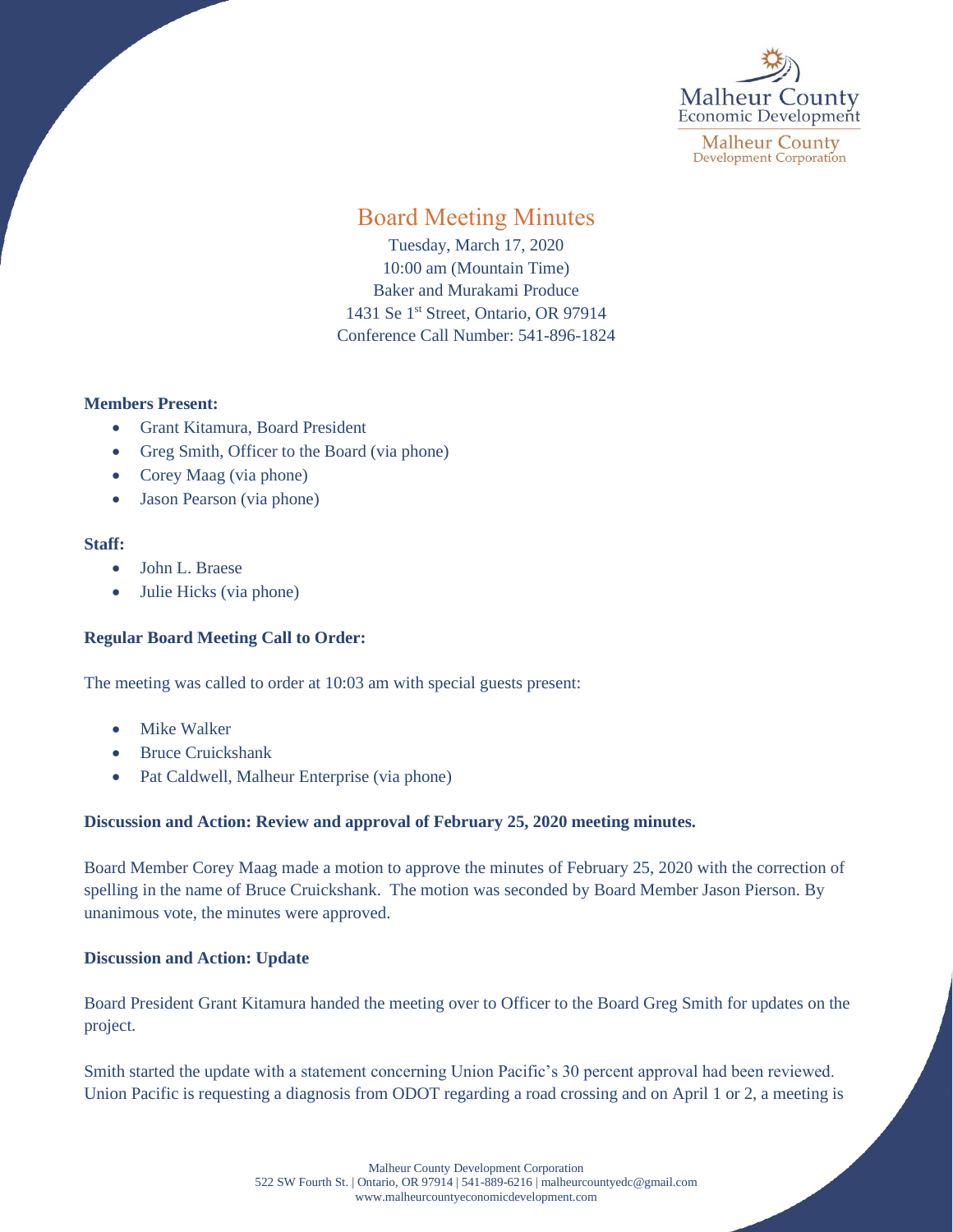Malheur County Economic Development

Malheur County Development Corporation

# Board Meeting Minutes

Tuesday, March 17, 2020
10:00 am (Mountain Time)
Baker and Murakami Produce
1431 Se 1st Street, Ontario, OR 97914
Conference Call Number: 541-896-1824

**Members Present:**

- Grant Kitamura, Board President
- Greg Smith, Officer to the Board (via phone)
- Corey Maag (via phone)
- Jason Pearson (via phone)

**Staff:**

- John L. Braese
- Julie Hicks (via phone)

**Regular Board Meeting Call to Order:**

The meeting was called to order at 10:03 am with special guests present:

- Mike Walker
- Bruce Cruickshank
- Pat Caldwell, Malheur Enterprise (via phone)

**Discussion and Action: Review and approval of February 25, 2020 meeting minutes.**

Board Member Corey Maag made a motion to approve the minutes of February 25, 2020 with the correction of spelling in the name of Bruce Cruickshank. The motion was seconded by Board Member Jason Pierson. By unanimous vote, the minutes were approved.

**Discussion and Action: Update**

Board President Grant Kitamura handed the meeting over to Officer to the Board Greg Smith for updates on the project.

Smith started the update with a statement concerning Union Pacific's 30 percent approval had been reviewed. Union Pacific is requesting a diagnosis from ODOT regarding a road crossing and on April 1 or 2, a meeting is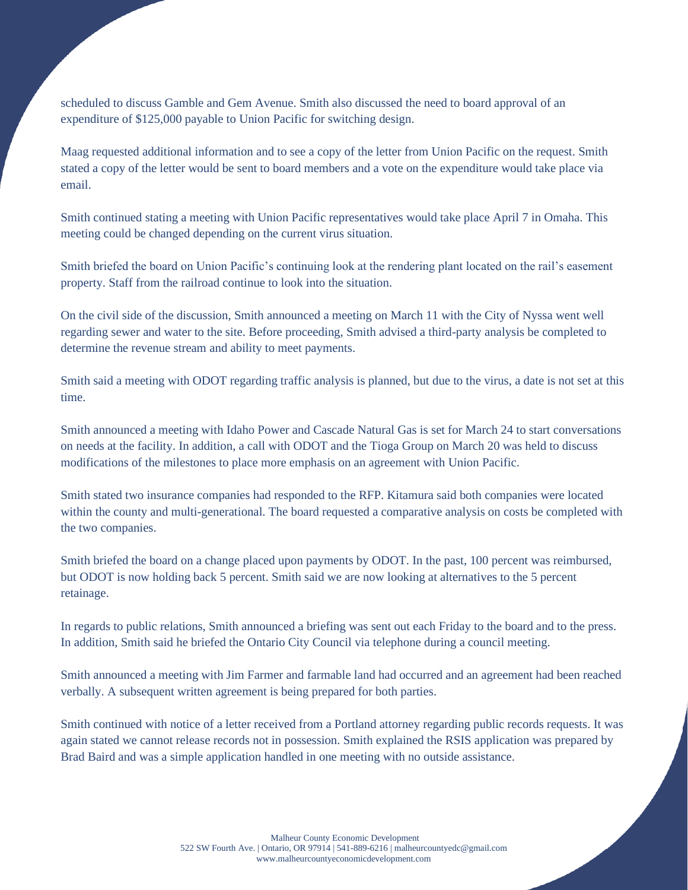scheduled to discuss Gamble and Gem Avenue. Smith also discussed the need to board approval of an expenditure of $125,000 payable to Union Pacific for switching design.

Maag requested additional information and to see a copy of the letter from Union Pacific on the request. Smith stated a copy of the letter would be sent to board members and a vote on the expenditure would take place via email.

Smith continued stating a meeting with Union Pacific representatives would take place April 7 in Omaha. This meeting could be changed depending on the current virus situation.

Smith briefed the board on Union Pacific's continuing look at the rendering plant located on the rail's easement property. Staff from the railroad continue to look into the situation.

On the civil side of the discussion, Smith announced a meeting on March 11 with the City of Nyssa went well regarding sewer and water to the site. Before proceeding, Smith advised a third-party analysis be completed to determine the revenue stream and ability to meet payments.

Smith said a meeting with ODOT regarding traffic analysis is planned, but due to the virus, a date is not set at this time.

Smith announced a meeting with Idaho Power and Cascade Natural Gas is set for March 24 to start conversations on needs at the facility. In addition, a call with ODOT and the Tioga Group on March 20 was held to discuss modifications of the milestones to place more emphasis on an agreement with Union Pacific.

Smith stated two insurance companies had responded to the RFP. Kitamura said both companies were located within the county and multi-generational. The board requested a comparative analysis on costs be completed with the two companies.

Smith briefed the board on a change placed upon payments by ODOT. In the past, 100 percent was reimbursed, but ODOT is now holding back 5 percent. Smith said we are now looking at alternatives to the 5 percent retainage.

In regards to public relations, Smith announced a briefing was sent out each Friday to the board and to the press. In addition, Smith said he briefed the Ontario City Council via telephone during a council meeting.

Smith announced a meeting with Jim Farmer and farmable land had occurred and an agreement had been reached verbally. A subsequent written agreement is being prepared for both parties.

Smith continued with notice of a letter received from a Portland attorney regarding public records requests. It was again stated we cannot release records not in possession. Smith explained the RSIS application was prepared by Brad Baird and was a simple application handled in one meeting with no outside assistance.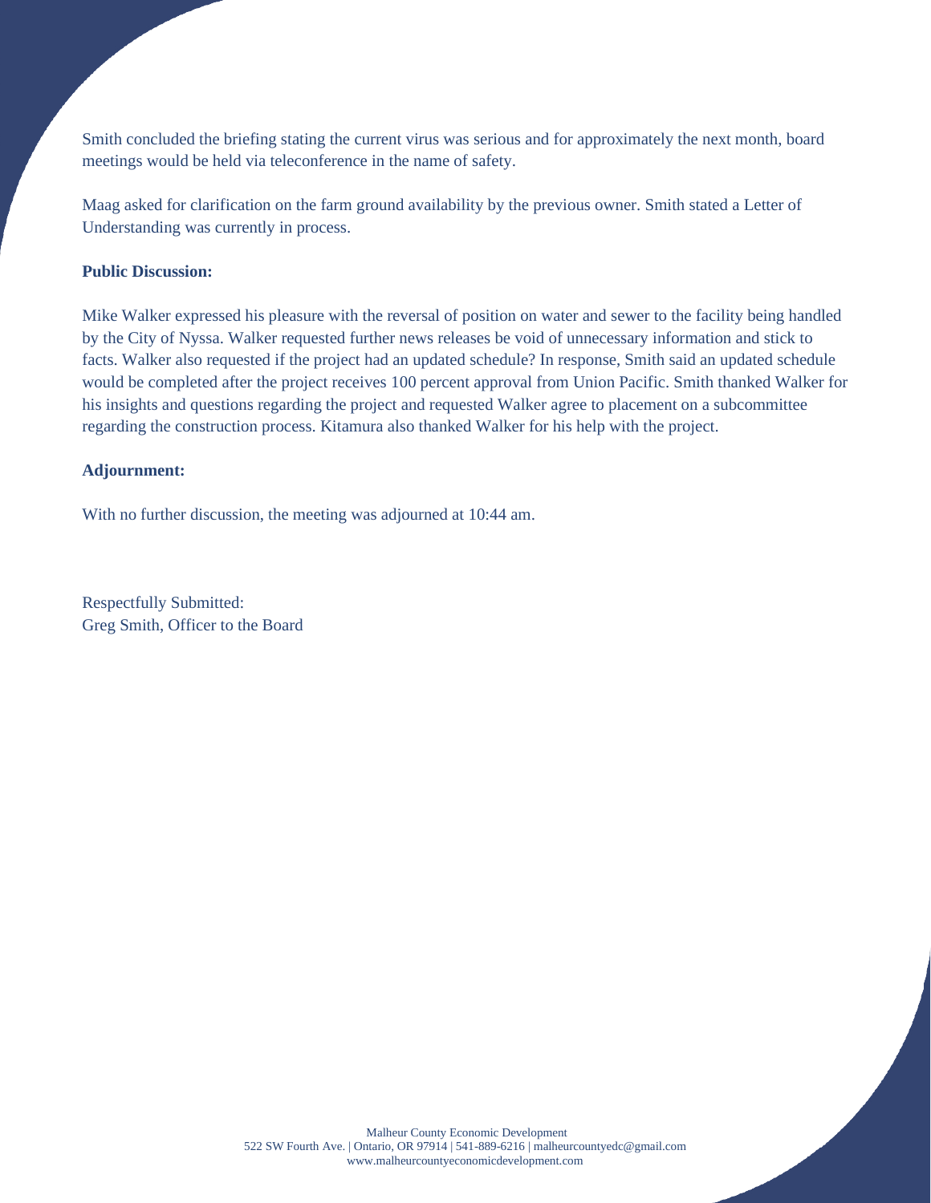Smith concluded the briefing stating the current virus was serious and for approximately the next month, board meetings would be held via teleconference in the name of safety.

Maag asked for clarification on the farm ground availability by the previous owner. Smith stated a Letter of Understanding was currently in process.

**Public Discussion:**

Mike Walker expressed his pleasure with the reversal of position on water and sewer to the facility being handled by the City of Nyssa. Walker requested further news releases be void of unnecessary information and stick to facts. Walker also requested if the project had an updated schedule? In response, Smith said an updated schedule would be completed after the project receives 100 percent approval from Union Pacific. Smith thanked Walker for his insights and questions regarding the project and requested Walker agree to placement on a subcommittee regarding the construction process. Kitamura also thanked Walker for his help with the project.

**Adjournment:**

With no further discussion, the meeting was adjourned at 10:44 am.

Respectfully Submitted:
Greg Smith, Officer to the Board

Malheur County Economic Development
522 SW Fourth Ave. | Ontario, OR 97914 | 541-889-6216 | malheurcountyedc@gmail.com
www.malheurcountyeconomicdevelopment.com